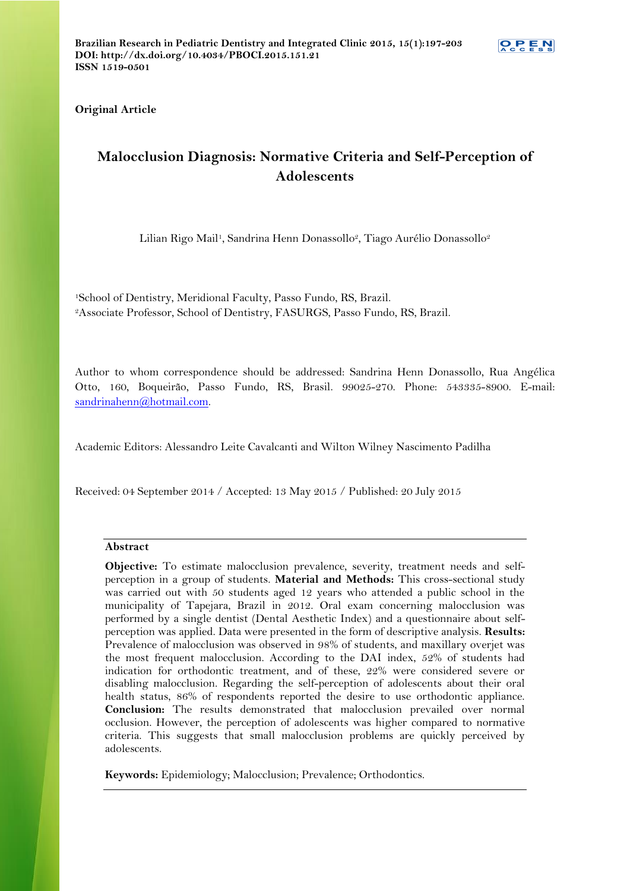**Original Article**

# Malocclusion Diagnosis: Normative Criteria and Self-Perception of Adolescents

Lilian Rigo Mail[1], Sandrina Henn Donassollo[2], Tiago Aurélio Donassollo[2]

[1]School of Dentistry, Meridional Faculty, Passo Fundo, RS, Brazil.
[2]Associate Professor, School of Dentistry, FASURGS, Passo Fundo, RS, Brazil.

Author to whom correspondence should be addressed: Sandrina Henn Donassollo, Rua Angélica Otto, 160, Boqueirão, Passo Fundo, RS, Brasil. 99025-270. Phone: 543335-8900. E-mail: sandrinahenn@hotmail.com.

Academic Editors: Alessandro Leite Cavalcanti and Wilton Wilney Nascimento Padilha

Received: 04 September 2014 / Accepted: 13 May 2015 / Published: 20 July 2015

## Abstract

**Objective:** To estimate malocclusion prevalence, severity, treatment needs and self-perception in a group of students. **Material and Methods:** This cross-sectional study was carried out with 50 students aged 12 years who attended a public school in the municipality of Tapejara, Brazil in 2012. Oral exam concerning malocclusion was performed by a single dentist (Dental Aesthetic Index) and a questionnaire about self-perception was applied. Data were presented in the form of descriptive analysis. **Results:** Prevalence of malocclusion was observed in 98% of students, and maxillary overjet was the most frequent malocclusion. According to the DAI index, 52% of students had indication for orthodontic treatment, and of these, 22% were considered severe or disabling malocclusion. Regarding the self-perception of adolescents about their oral health status, 86% of respondents reported the desire to use orthodontic appliance. **Conclusion:** The results demonstrated that malocclusion prevailed over normal occlusion. However, the perception of adolescents was higher compared to normative criteria. This suggests that small malocclusion problems are quickly perceived by adolescents.

**Keywords:** Epidemiology; Malocclusion; Prevalence; Orthodontics.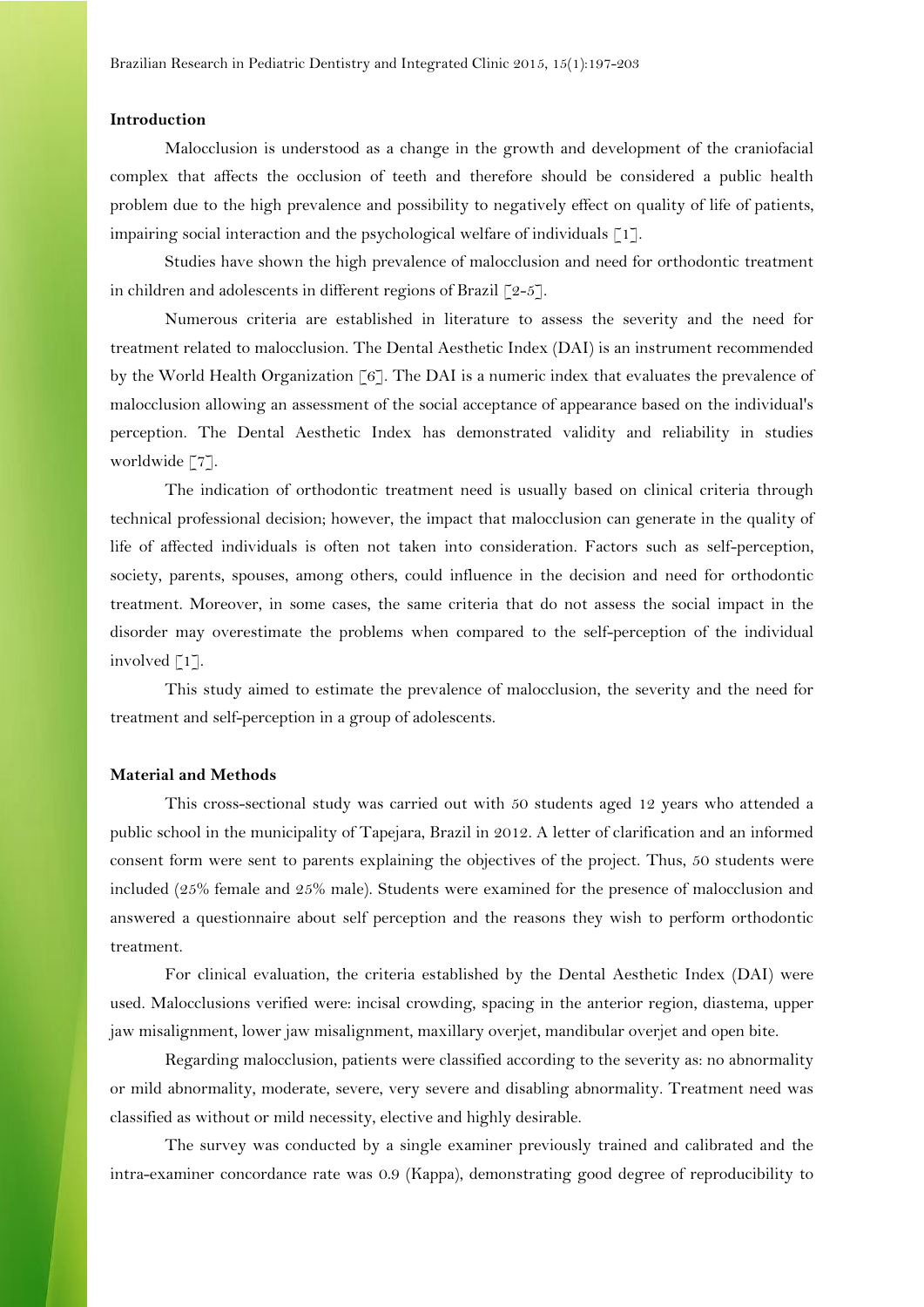## Introduction

Malocclusion is understood as a change in the growth and development of the craniofacial complex that affects the occlusion of teeth and therefore should be considered a public health problem due to the high prevalence and possibility to negatively effect on quality of life of patients, impairing social interaction and the psychological welfare of individuals [1].

Studies have shown the high prevalence of malocclusion and need for orthodontic treatment in children and adolescents in different regions of Brazil [2-5].

Numerous criteria are established in literature to assess the severity and the need for treatment related to malocclusion. The Dental Aesthetic Index (DAI) is an instrument recommended by the World Health Organization [6]. The DAI is a numeric index that evaluates the prevalence of malocclusion allowing an assessment of the social acceptance of appearance based on the individual's perception. The Dental Aesthetic Index has demonstrated validity and reliability in studies worldwide [7].

The indication of orthodontic treatment need is usually based on clinical criteria through technical professional decision; however, the impact that malocclusion can generate in the quality of life of affected individuals is often not taken into consideration. Factors such as self-perception, society, parents, spouses, among others, could influence in the decision and need for orthodontic treatment. Moreover, in some cases, the same criteria that do not assess the social impact in the disorder may overestimate the problems when compared to the self-perception of the individual involved [1].

This study aimed to estimate the prevalence of malocclusion, the severity and the need for treatment and self-perception in a group of adolescents.

## Material and Methods

This cross-sectional study was carried out with 50 students aged 12 years who attended a public school in the municipality of Tapejara, Brazil in 2012. A letter of clarification and an informed consent form were sent to parents explaining the objectives of the project. Thus, 50 students were included (25% female and 25% male). Students were examined for the presence of malocclusion and answered a questionnaire about self perception and the reasons they wish to perform orthodontic treatment.

For clinical evaluation, the criteria established by the Dental Aesthetic Index (DAI) were used. Malocclusions verified were: incisal crowding, spacing in the anterior region, diastema, upper jaw misalignment, lower jaw misalignment, maxillary overjet, mandibular overjet and open bite.

Regarding malocclusion, patients were classified according to the severity as: no abnormality or mild abnormality, moderate, severe, very severe and disabling abnormality. Treatment need was classified as without or mild necessity, elective and highly desirable.

The survey was conducted by a single examiner previously trained and calibrated and the intra-examiner concordance rate was 0.9 (Kappa), demonstrating good degree of reproducibility to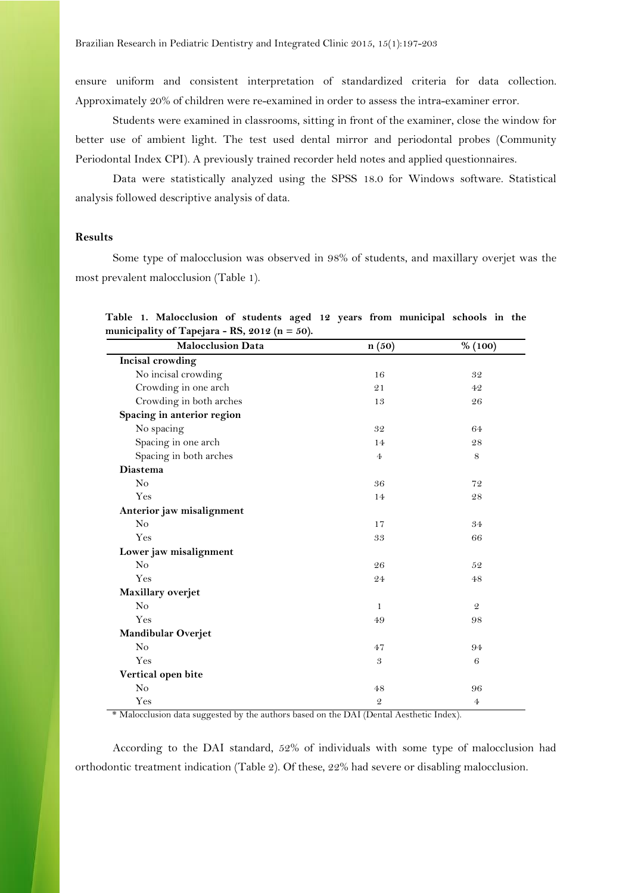ensure uniform and consistent interpretation of standardized criteria for data collection. Approximately 20% of children were re-examined in order to assess the intra-examiner error.

Students were examined in classrooms, sitting in front of the examiner, close the window for better use of ambient light. The test used dental mirror and periodontal probes (Community Periodontal Index CPI). A previously trained recorder held notes and applied questionnaires.

Data were statistically analyzed using the SPSS 18.0 for Windows software. Statistical analysis followed descriptive analysis of data.

## Results

Some type of malocclusion was observed in 98% of students, and maxillary overjet was the most prevalent malocclusion (Table 1).

**Table 1. Malocclusion of students aged 12 years from municipal schools in the municipality of Tapejara - RS, 2012 (n = 50).**

| Malocclusion Data | n (50) | % (100) |
|---|---|---|
| **Incisal crowding** | | |
| No incisal crowding | 16 | 32 |
| Crowding in one arch | 21 | 42 |
| Crowding in both arches | 13 | 26 |
| **Spacing in anterior region** | | |
| No spacing | 32 | 64 |
| Spacing in one arch | 14 | 28 |
| Spacing in both arches | 4 | 8 |
| **Diastema** | | |
| No | 36 | 72 |
| Yes | 14 | 28 |
| **Anterior jaw misalignment** | | |
| No | 17 | 34 |
| Yes | 33 | 66 |
| **Lower jaw misalignment** | | |
| No | 26 | 52 |
| Yes | 24 | 48 |
| **Maxillary overjet** | | |
| No | 1 | 2 |
| Yes | 49 | 98 |
| **Mandibular Overjet** | | |
| No | 47 | 94 |
| Yes | 3 | 6 |
| **Vertical open bite** | | |
| No | 48 | 96 |
| Yes | 2 | 4 |

* Malocclusion data suggested by the authors based on the DAI (Dental Aesthetic Index).

According to the DAI standard, 52% of individuals with some type of malocclusion had orthodontic treatment indication (Table 2). Of these, 22% had severe or disabling malocclusion.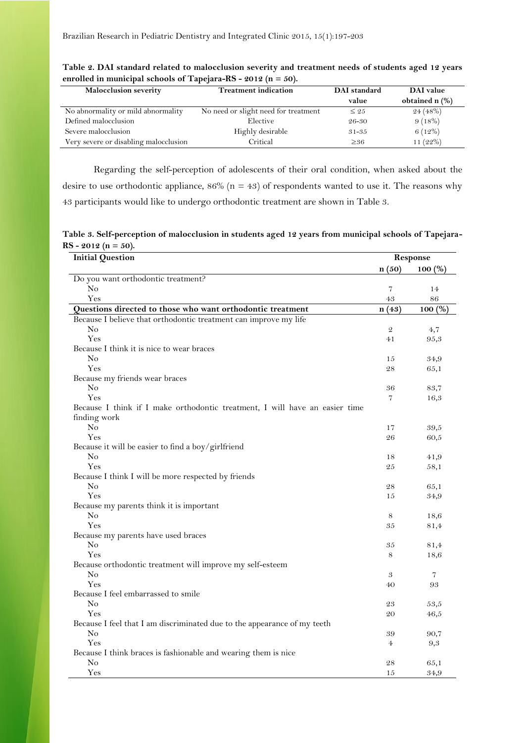**Table 2. DAI standard related to malocclusion severity and treatment needs of students aged 12 years enrolled in municipal schools of Tapejara-RS - 2012 (n = 50).**

| Malocclusion severity | Treatment indication | DAI standard value | DAI value obtained n (%) |
|---|---|---|---|
| No abnormality or mild abnormality | No need or slight need for treatment | ≤ 25 | 24 (48%) |
| Defined malocclusion | Elective | 26-30 | 9 (18%) |
| Severe malocclusion | Highly desirable | 31-35 | 6 (12%) |
| Very severe or disabling malocclusion | Critical | ≥36 | 11 (22%) |

Regarding the self-perception of adolescents of their oral condition, when asked about the desire to use orthodontic appliance, 86% (n = 43) of respondents wanted to use it. The reasons why 43 participants would like to undergo orthodontic treatment are shown in Table 3.

**Table 3. Self-perception of malocclusion in students aged 12 years from municipal schools of Tapejara-RS - 2012 (n = 50).**

| Initial Question | Response | |
|---|---|---|
| | n (50) | 100 (%) |
| Do you want orthodontic treatment? | | |
| No | 7 | 14 |
| Yes | 43 | 86 |
| **Questions directed to those who want orthodontic treatment** | **n (43)** | **100 (%)** |
| Because I believe that orthodontic treatment can improve my life | | |
| No | 2 | 4,7 |
| Yes | 41 | 95,3 |
| Because I think it is nice to wear braces | | |
| No | 15 | 34,9 |
| Yes | 28 | 65,1 |
| Because my friends wear braces | | |
| No | 36 | 83,7 |
| Yes | 7 | 16,3 |
| Because I think if I make orthodontic treatment, I will have an easier time finding work | | |
| No | 17 | 39,5 |
| Yes | 26 | 60,5 |
| Because it will be easier to find a boy/girlfriend | | |
| No | 18 | 41,9 |
| Yes | 25 | 58,1 |
| Because I think I will be more respected by friends | | |
| No | 28 | 65,1 |
| Yes | 15 | 34,9 |
| Because my parents think it is important | | |
| No | 8 | 18,6 |
| Yes | 35 | 81,4 |
| Because my parents have used braces | | |
| No | 35 | 81,4 |
| Yes | 8 | 18,6 |
| Because orthodontic treatment will improve my self-esteem | | |
| No | 3 | 7 |
| Yes | 40 | 93 |
| Because I feel embarrassed to smile | | |
| No | 23 | 53,5 |
| Yes | 20 | 46,5 |
| Because I feel that I am discriminated due to the appearance of my teeth | | |
| No | 39 | 90,7 |
| Yes | 4 | 9,3 |
| Because I think braces is fashionable and wearing them is nice | | |
| No | 28 | 65,1 |
| Yes | 15 | 34,9 |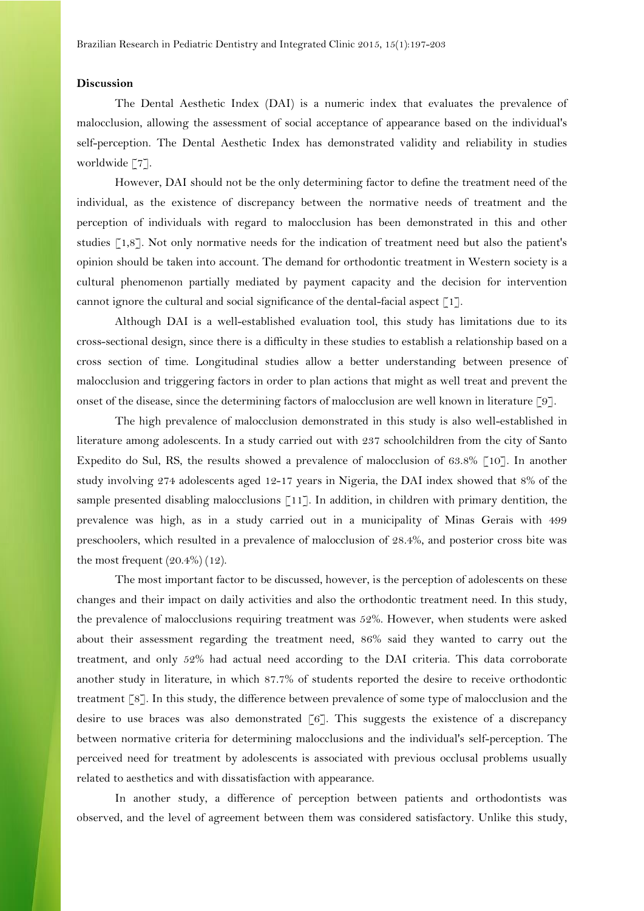**Discussion**

The Dental Aesthetic Index (DAI) is a numeric index that evaluates the prevalence of malocclusion, allowing the assessment of social acceptance of appearance based on the individual's self-perception. The Dental Aesthetic Index has demonstrated validity and reliability in studies worldwide [7].

However, DAI should not be the only determining factor to define the treatment need of the individual, as the existence of discrepancy between the normative needs of treatment and the perception of individuals with regard to malocclusion has been demonstrated in this and other studies [1,8]. Not only normative needs for the indication of treatment need but also the patient's opinion should be taken into account. The demand for orthodontic treatment in Western society is a cultural phenomenon partially mediated by payment capacity and the decision for intervention cannot ignore the cultural and social significance of the dental-facial aspect [1].

Although DAI is a well-established evaluation tool, this study has limitations due to its cross-sectional design, since there is a difficulty in these studies to establish a relationship based on a cross section of time. Longitudinal studies allow a better understanding between presence of malocclusion and triggering factors in order to plan actions that might as well treat and prevent the onset of the disease, since the determining factors of malocclusion are well known in literature [9].

The high prevalence of malocclusion demonstrated in this study is also well-established in literature among adolescents. In a study carried out with 237 schoolchildren from the city of Santo Expedito do Sul, RS, the results showed a prevalence of malocclusion of 63.8% [10]. In another study involving 274 adolescents aged 12-17 years in Nigeria, the DAI index showed that 8% of the sample presented disabling malocclusions [11]. In addition, in children with primary dentition, the prevalence was high, as in a study carried out in a municipality of Minas Gerais with 499 preschoolers, which resulted in a prevalence of malocclusion of 28.4%, and posterior cross bite was the most frequent (20.4%) (12).

The most important factor to be discussed, however, is the perception of adolescents on these changes and their impact on daily activities and also the orthodontic treatment need. In this study, the prevalence of malocclusions requiring treatment was 52%. However, when students were asked about their assessment regarding the treatment need, 86% said they wanted to carry out the treatment, and only 52% had actual need according to the DAI criteria. This data corroborate another study in literature, in which 87.7% of students reported the desire to receive orthodontic treatment [8]. In this study, the difference between prevalence of some type of malocclusion and the desire to use braces was also demonstrated [6]. This suggests the existence of a discrepancy between normative criteria for determining malocclusions and the individual's self-perception. The perceived need for treatment by adolescents is associated with previous occlusal problems usually related to aesthetics and with dissatisfaction with appearance.

In another study, a difference of perception between patients and orthodontists was observed, and the level of agreement between them was considered satisfactory. Unlike this study,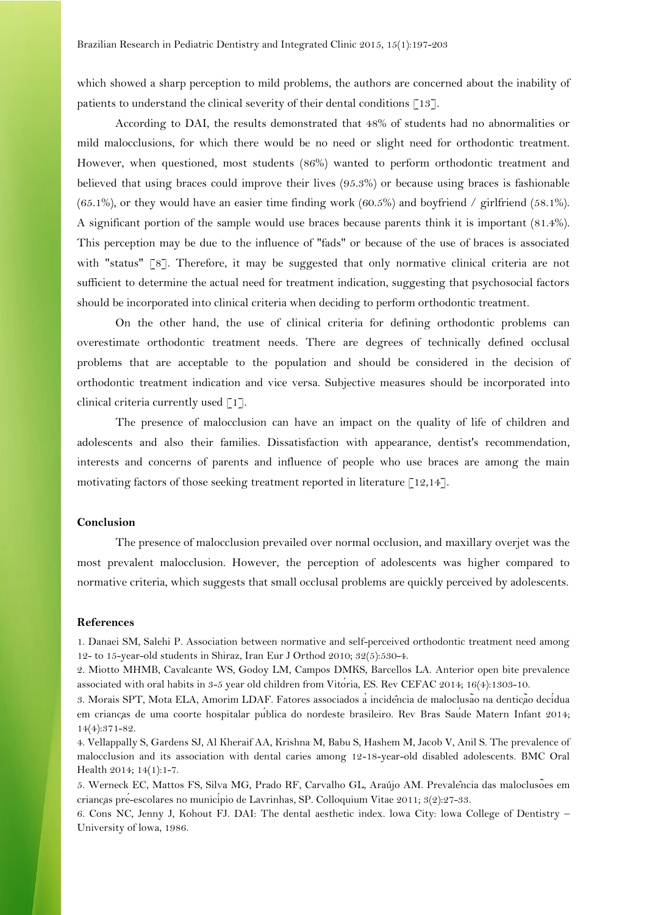which showed a sharp perception to mild problems, the authors are concerned about the inability of patients to understand the clinical severity of their dental conditions [13].

According to DAI, the results demonstrated that 48% of students had no abnormalities or mild malocclusions, for which there would be no need or slight need for orthodontic treatment. However, when questioned, most students (86%) wanted to perform orthodontic treatment and believed that using braces could improve their lives (95.3%) or because using braces is fashionable (65.1%), or they would have an easier time finding work (60.5%) and boyfriend / girlfriend (58.1%). A significant portion of the sample would use braces because parents think it is important (81.4%). This perception may be due to the influence of "fads" or because of the use of braces is associated with "status" [8]. Therefore, it may be suggested that only normative clinical criteria are not sufficient to determine the actual need for treatment indication, suggesting that psychosocial factors should be incorporated into clinical criteria when deciding to perform orthodontic treatment.

On the other hand, the use of clinical criteria for defining orthodontic problems can overestimate orthodontic treatment needs. There are degrees of technically defined occlusal problems that are acceptable to the population and should be considered in the decision of orthodontic treatment indication and vice versa. Subjective measures should be incorporated into clinical criteria currently used [1].

The presence of malocclusion can have an impact on the quality of life of children and adolescents and also their families. Dissatisfaction with appearance, dentist's recommendation, interests and concerns of parents and influence of people who use braces are among the main motivating factors of those seeking treatment reported in literature [12,14].

## Conclusion

The presence of malocclusion prevailed over normal occlusion, and maxillary overjet was the most prevalent malocclusion. However, the perception of adolescents was higher compared to normative criteria, which suggests that small occlusal problems are quickly perceived by adolescents.

## References

1. Danaei SM, Salehi P. Association between normative and self-perceived orthodontic treatment need among 12- to 15-year-old students in Shiraz, Iran Eur J Orthod 2010; 32(5):530-4.
2. Miotto MHMB, Cavalcante WS, Godoy LM, Campos DMKS, Barcellos LA. Anterior open bite prevalence associated with oral habits in 3-5 year old children from Vitória, ES. Rev CEFAC 2014; 16(4):1303-10.
3. Morais SPT, Mota ELA, Amorim LDAF. Fatores associados à incidência de maloclusão na dentição decídua em crianças de uma coorte hospitalar pública do nordeste brasileiro. Rev Bras Saúde Matern Infant 2014; 14(4):371-82.
4. Vellappally S, Gardens SJ, Al Kheraif AA, Krishna M, Babu S, Hashem M, Jacob V, Anil S. The prevalence of malocclusion and its association with dental caries among 12-18-year-old disabled adolescents. BMC Oral Health 2014; 14(1):1-7.
5. Werneck EC, Mattos FS, Silva MG, Prado RF, Carvalho GL, Araújo AM. Prevalência das maloclusões em crianças pré-escolares no município de Lavrinhas, SP. Colloquium Vitae 2011; 3(2):27-33.
6. Cons NC, Jenny J, Kohout FJ. DAI: The dental aesthetic index. Iowa City: Iowa College of Dentistry – University of Iowa, 1986.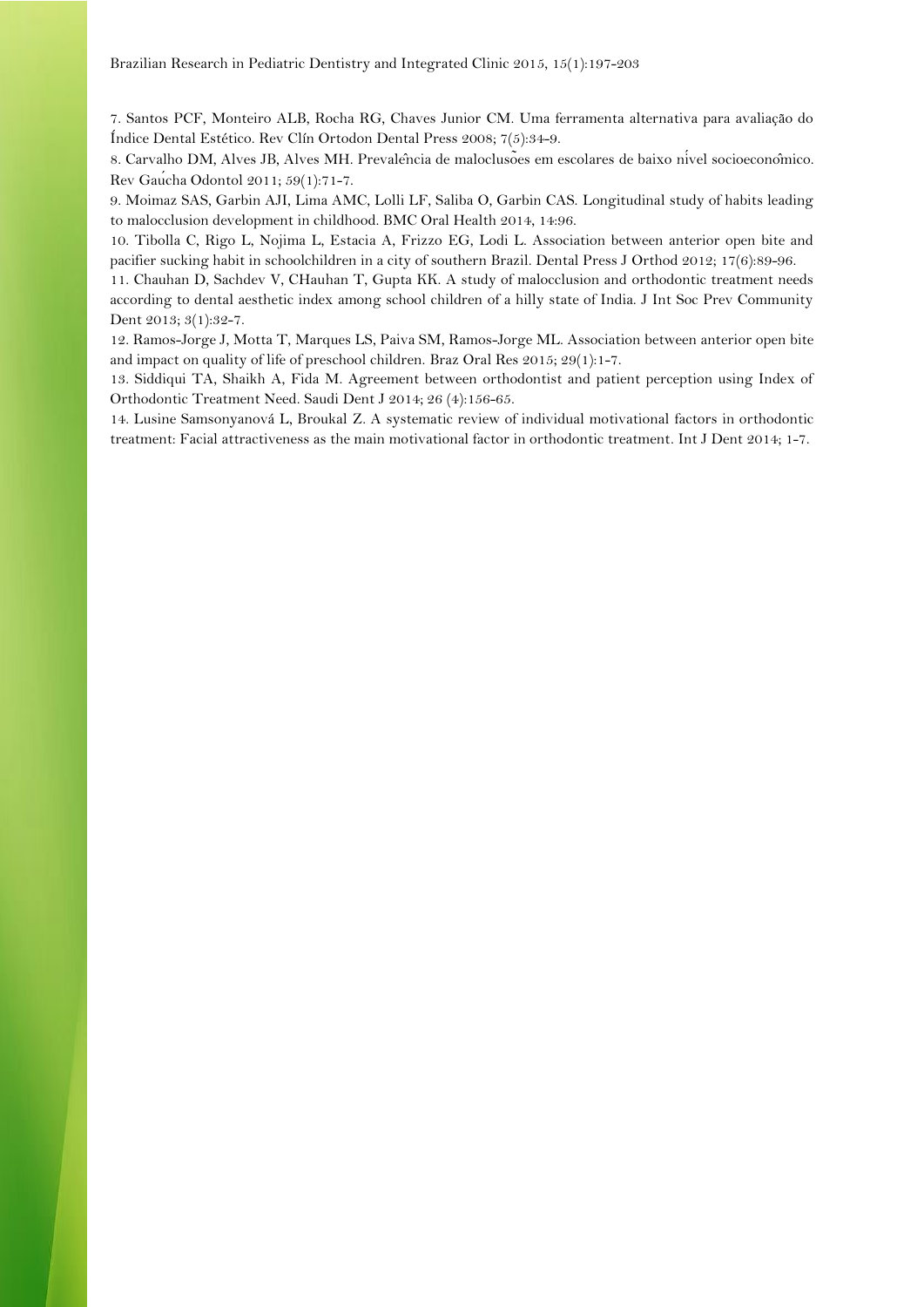7. Santos PCF, Monteiro ALB, Rocha RG, Chaves Junior CM. Uma ferramenta alternativa para avaliação do Índice Dental Estético. Rev Clín Ortodon Dental Press 2008; 7(5):34-9.

8. Carvalho DM, Alves JB, Alves MH. Prevalência de maloclusões em escolares de baixo nível socioeconômico. Rev Gaúcha Odontol 2011; 59(1):71-7.

9. Moimaz SAS, Garbin AJI, Lima AMC, Lolli LF, Saliba O, Garbin CAS. Longitudinal study of habits leading to malocclusion development in childhood. BMC Oral Health 2014, 14:96.

10. Tibolla C, Rigo L, Nojima L, Estacia A, Frizzo EG, Lodi L. Association between anterior open bite and pacifier sucking habit in schoolchildren in a city of southern Brazil. Dental Press J Orthod 2012; 17(6):89-96.

11. Chauhan D, Sachdev V, CHauhan T, Gupta KK. A study of malocclusion and orthodontic treatment needs according to dental aesthetic index among school children of a hilly state of India. J Int Soc Prev Community Dent 2013; 3(1):32-7.

12. Ramos-Jorge J, Motta T, Marques LS, Paiva SM, Ramos-Jorge ML. Association between anterior open bite and impact on quality of life of preschool children. Braz Oral Res 2015; 29(1):1-7.

13. Siddiqui TA, Shaikh A, Fida M. Agreement between orthodontist and patient perception using Index of Orthodontic Treatment Need. Saudi Dent J 2014; 26 (4):156-65.

14. Lusine Samsonyanová L, Broukal Z. A systematic review of individual motivational factors in orthodontic treatment: Facial attractiveness as the main motivational factor in orthodontic treatment. Int J Dent 2014; 1-7.